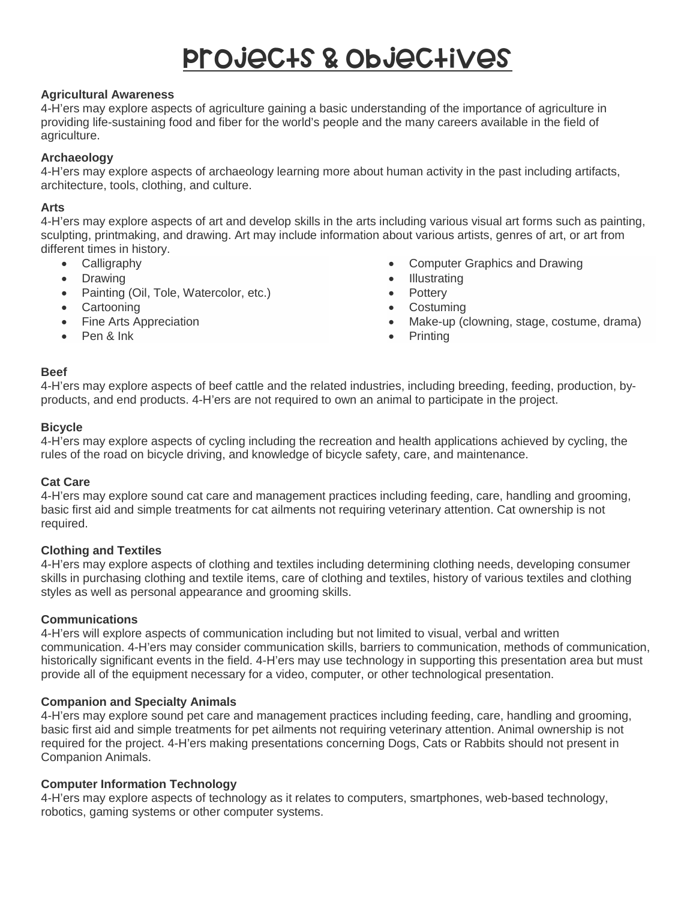# Projects & Objectives

**Agricultural Awareness**
4-H'ers may explore aspects of agriculture gaining a basic understanding of the importance of agriculture in providing life-sustaining food and fiber for the world's people and the many careers available in the field of agriculture.

**Archaeology**
4-H'ers may explore aspects of archaeology learning more about human activity in the past including artifacts, architecture, tools, clothing, and culture.

**Arts**
4-H'ers may explore aspects of art and develop skills in the arts including various visual art forms such as painting, sculpting, printmaking, and drawing. Art may include information about various artists, genres of art, or art from different times in history.

- Calligraphy
- Drawing
- Painting (Oil, Tole, Watercolor, etc.)
- Cartooning
- Fine Arts Appreciation
- Pen & Ink
- Computer Graphics and Drawing
- Illustrating
- Pottery
- Costuming
- Make-up (clowning, stage, costume, drama)
- Printing

**Beef**
4-H'ers may explore aspects of beef cattle and the related industries, including breeding, feeding, production, by-products, and end products. 4-H'ers are not required to own an animal to participate in the project.

**Bicycle**
4-H'ers may explore aspects of cycling including the recreation and health applications achieved by cycling, the rules of the road on bicycle driving, and knowledge of bicycle safety, care, and maintenance.

**Cat Care**
4-H'ers may explore sound cat care and management practices including feeding, care, handling and grooming, basic first aid and simple treatments for cat ailments not requiring veterinary attention. Cat ownership is not required.

**Clothing and Textiles**
4-H'ers may explore aspects of clothing and textiles including determining clothing needs, developing consumer skills in purchasing clothing and textile items, care of clothing and textiles, history of various textiles and clothing styles as well as personal appearance and grooming skills.

**Communications**
4-H'ers will explore aspects of communication including but not limited to visual, verbal and written communication. 4-H'ers may consider communication skills, barriers to communication, methods of communication, historically significant events in the field. 4-H'ers may use technology in supporting this presentation area but must provide all of the equipment necessary for a video, computer, or other technological presentation.

**Companion and Specialty Animals**
4-H'ers may explore sound pet care and management practices including feeding, care, handling and grooming, basic first aid and simple treatments for pet ailments not requiring veterinary attention. Animal ownership is not required for the project. 4-H'ers making presentations concerning Dogs, Cats or Rabbits should not present in Companion Animals.

**Computer Information Technology**
4-H'ers may explore aspects of technology as it relates to computers, smartphones, web-based technology, robotics, gaming systems or other computer systems.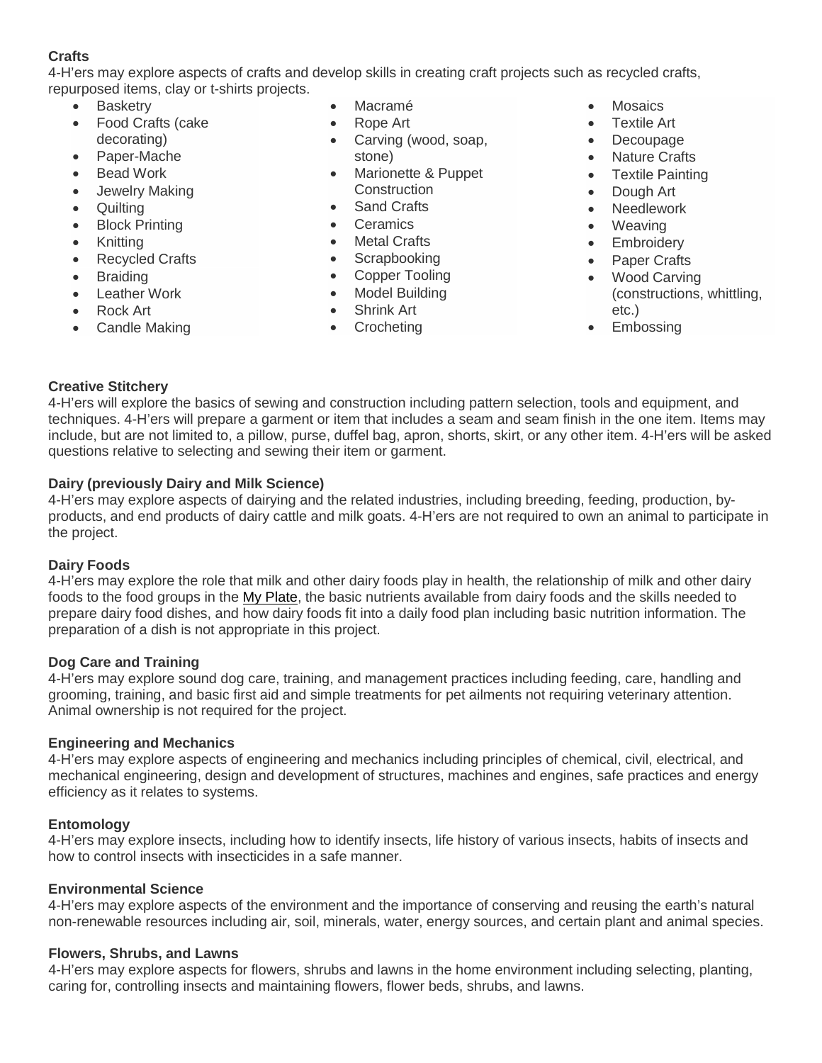**Crafts**

4-H'ers may explore aspects of crafts and develop skills in creating craft projects such as recycled crafts, repurposed items, clay or t-shirts projects.

- Basketry
- Food Crafts (cake decorating)
- Paper-Mache
- Bead Work
- Jewelry Making
- Quilting
- Block Printing
- Knitting
- Recycled Crafts
- Braiding
- Leather Work
- Rock Art
- Candle Making
- Macramé
- Rope Art
- Carving (wood, soap, stone)
- Marionette & Puppet Construction
- Sand Crafts
- Ceramics
- Metal Crafts
- Scrapbooking
- Copper Tooling
- Model Building
- Shrink Art
- Crocheting
- Mosaics
- Textile Art
- Decoupage
- Nature Crafts
- Textile Painting
- Dough Art
- Needlework
- Weaving
- Embroidery
- Paper Crafts
- Wood Carving (constructions, whittling, etc.)
- Embossing

**Creative Stitchery**

4-H'ers will explore the basics of sewing and construction including pattern selection, tools and equipment, and techniques. 4-H'ers will prepare a garment or item that includes a seam and seam finish in the one item. Items may include, but are not limited to, a pillow, purse, duffel bag, apron, shorts, skirt, or any other item. 4-H'ers will be asked questions relative to selecting and sewing their item or garment.

**Dairy (previously Dairy and Milk Science)**

4-H'ers may explore aspects of dairying and the related industries, including breeding, feeding, production, by-products, and end products of dairy cattle and milk goats. 4-H'ers are not required to own an animal to participate in the project.

**Dairy Foods**

4-H'ers may explore the role that milk and other dairy foods play in health, the relationship of milk and other dairy foods to the food groups in the My Plate, the basic nutrients available from dairy foods and the skills needed to prepare dairy food dishes, and how dairy foods fit into a daily food plan including basic nutrition information. The preparation of a dish is not appropriate in this project.

**Dog Care and Training**

4-H'ers may explore sound dog care, training, and management practices including feeding, care, handling and grooming, training, and basic first aid and simple treatments for pet ailments not requiring veterinary attention. Animal ownership is not required for the project.

**Engineering and Mechanics**

4-H'ers may explore aspects of engineering and mechanics including principles of chemical, civil, electrical, and mechanical engineering, design and development of structures, machines and engines, safe practices and energy efficiency as it relates to systems.

**Entomology**

4-H'ers may explore insects, including how to identify insects, life history of various insects, habits of insects and how to control insects with insecticides in a safe manner.

**Environmental Science**

4-H'ers may explore aspects of the environment and the importance of conserving and reusing the earth's natural non-renewable resources including air, soil, minerals, water, energy sources, and certain plant and animal species.

**Flowers, Shrubs, and Lawns**

4-H'ers may explore aspects for flowers, shrubs and lawns in the home environment including selecting, planting, caring for, controlling insects and maintaining flowers, flower beds, shrubs, and lawns.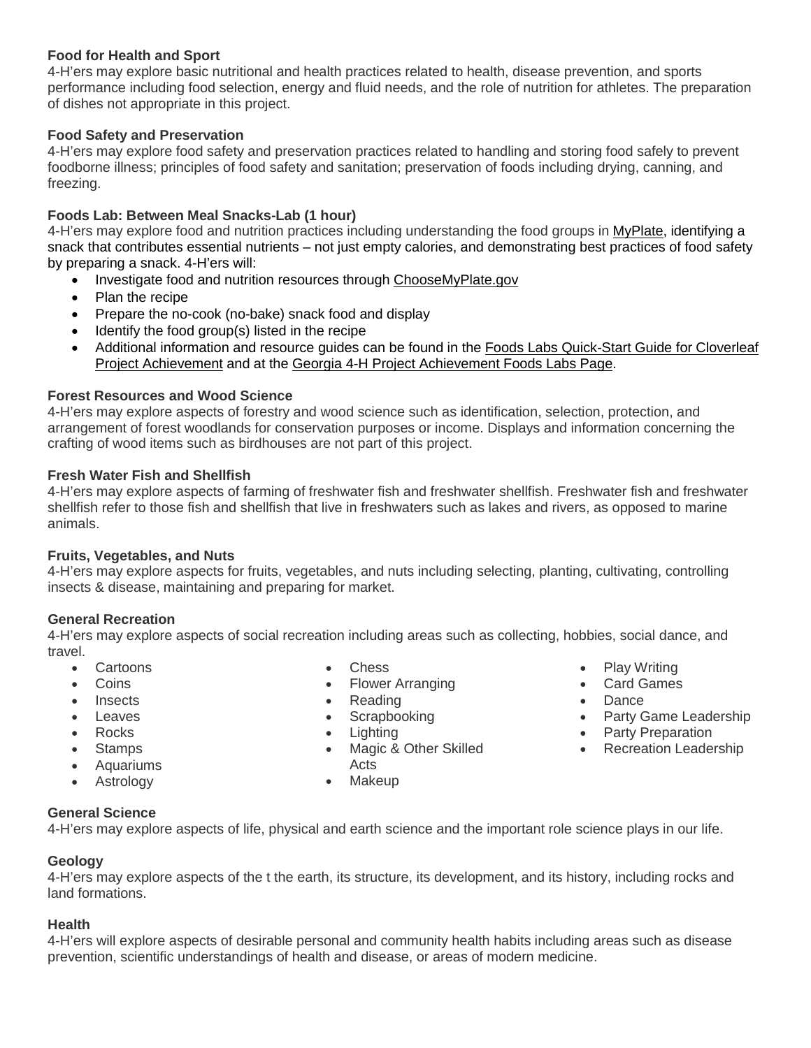**Food for Health and Sport**
4-H'ers may explore basic nutritional and health practices related to health, disease prevention, and sports performance including food selection, energy and fluid needs, and the role of nutrition for athletes. The preparation of dishes not appropriate in this project.

**Food Safety and Preservation**
4-H'ers may explore food safety and preservation practices related to handling and storing food safely to prevent foodborne illness; principles of food safety and sanitation; preservation of foods including drying, canning, and freezing.

**Foods Lab: Between Meal Snacks-Lab (1 hour)**
4-H'ers may explore food and nutrition practices including understanding the food groups in MyPlate, identifying a snack that contributes essential nutrients – not just empty calories, and demonstrating best practices of food safety by preparing a snack. 4-H'ers will:

- Investigate food and nutrition resources through ChooseMyPlate.gov
- Plan the recipe
- Prepare the no-cook (no-bake) snack food and display
- Identify the food group(s) listed in the recipe
- Additional information and resource guides can be found in the Foods Labs Quick-Start Guide for Cloverleaf Project Achievement and at the Georgia 4-H Project Achievement Foods Labs Page.

**Forest Resources and Wood Science**
4-H'ers may explore aspects of forestry and wood science such as identification, selection, protection, and arrangement of forest woodlands for conservation purposes or income. Displays and information concerning the crafting of wood items such as birdhouses are not part of this project.

**Fresh Water Fish and Shellfish**
4-H'ers may explore aspects of farming of freshwater fish and freshwater shellfish. Freshwater fish and freshwater shellfish refer to those fish and shellfish that live in freshwaters such as lakes and rivers, as opposed to marine animals.

**Fruits, Vegetables, and Nuts**
4-H'ers may explore aspects for fruits, vegetables, and nuts including selecting, planting, cultivating, controlling insects & disease, maintaining and preparing for market.

**General Recreation**
4-H'ers may explore aspects of social recreation including areas such as collecting, hobbies, social dance, and travel.

- Cartoons
- Coins
- Insects
- Leaves
- Rocks
- Stamps
- Aquariums
- Astrology
- Chess
- Flower Arranging
- Reading
- Scrapbooking
- Lighting
- Magic & Other Skilled Acts
- Makeup
- Play Writing
- Card Games
- Dance
- Party Game Leadership
- Party Preparation
- Recreation Leadership

**General Science**
4-H'ers may explore aspects of life, physical and earth science and the important role science plays in our life.

**Geology**
4-H'ers may explore aspects of the t the earth, its structure, its development, and its history, including rocks and land formations.

**Health**
4-H'ers will explore aspects of desirable personal and community health habits including areas such as disease prevention, scientific understandings of health and disease, or areas of modern medicine.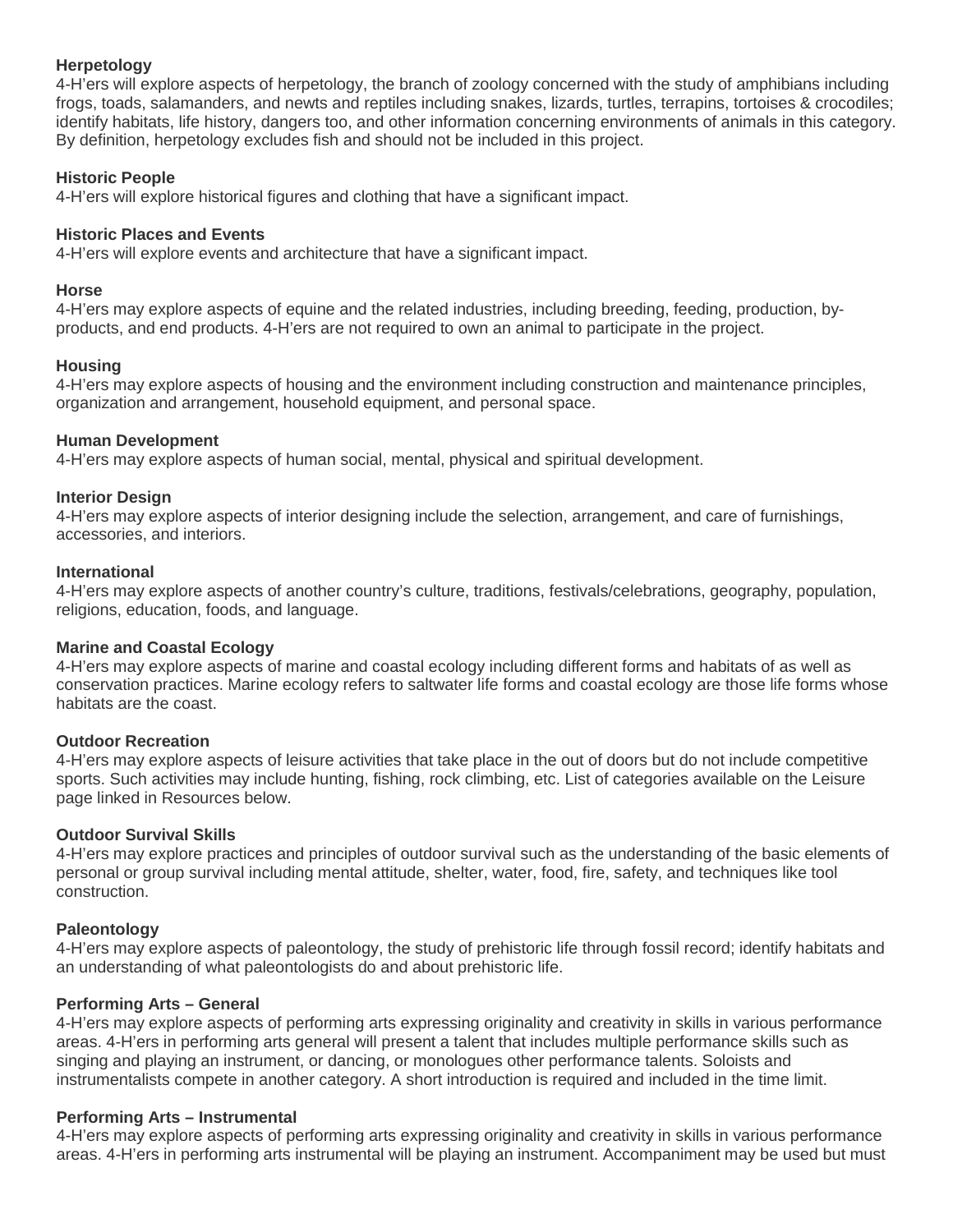**Herpetology**
4-H'ers will explore aspects of herpetology, the branch of zoology concerned with the study of amphibians including frogs, toads, salamanders, and newts and reptiles including snakes, lizards, turtles, terrapins, tortoises & crocodiles; identify habitats, life history, dangers too, and other information concerning environments of animals in this category. By definition, herpetology excludes fish and should not be included in this project.

**Historic People**
4-H'ers will explore historical figures and clothing that have a significant impact.

**Historic Places and Events**
4-H'ers will explore events and architecture that have a significant impact.

**Horse**
4-H'ers may explore aspects of equine and the related industries, including breeding, feeding, production, by-products, and end products. 4-H'ers are not required to own an animal to participate in the project.

**Housing**
4-H'ers may explore aspects of housing and the environment including construction and maintenance principles, organization and arrangement, household equipment, and personal space.

**Human Development**
4-H'ers may explore aspects of human social, mental, physical and spiritual development.

**Interior Design**
4-H'ers may explore aspects of interior designing include the selection, arrangement, and care of furnishings, accessories, and interiors.

**International**
4-H'ers may explore aspects of another country's culture, traditions, festivals/celebrations, geography, population, religions, education, foods, and language.

**Marine and Coastal Ecology**
4-H'ers may explore aspects of marine and coastal ecology including different forms and habitats of as well as conservation practices. Marine ecology refers to saltwater life forms and coastal ecology are those life forms whose habitats are the coast.

**Outdoor Recreation**
4-H'ers may explore aspects of leisure activities that take place in the out of doors but do not include competitive sports. Such activities may include hunting, fishing, rock climbing, etc. List of categories available on the Leisure page linked in Resources below.

**Outdoor Survival Skills**
4-H'ers may explore practices and principles of outdoor survival such as the understanding of the basic elements of personal or group survival including mental attitude, shelter, water, food, fire, safety, and techniques like tool construction.

**Paleontology**
4-H'ers may explore aspects of paleontology, the study of prehistoric life through fossil record; identify habitats and an understanding of what paleontologists do and about prehistoric life.

**Performing Arts – General**
4-H'ers may explore aspects of performing arts expressing originality and creativity in skills in various performance areas. 4-H'ers in performing arts general will present a talent that includes multiple performance skills such as singing and playing an instrument, or dancing, or monologues other performance talents. Soloists and instrumentalists compete in another category. A short introduction is required and included in the time limit.

**Performing Arts – Instrumental**
4-H'ers may explore aspects of performing arts expressing originality and creativity in skills in various performance areas. 4-H'ers in performing arts instrumental will be playing an instrument. Accompaniment may be used but must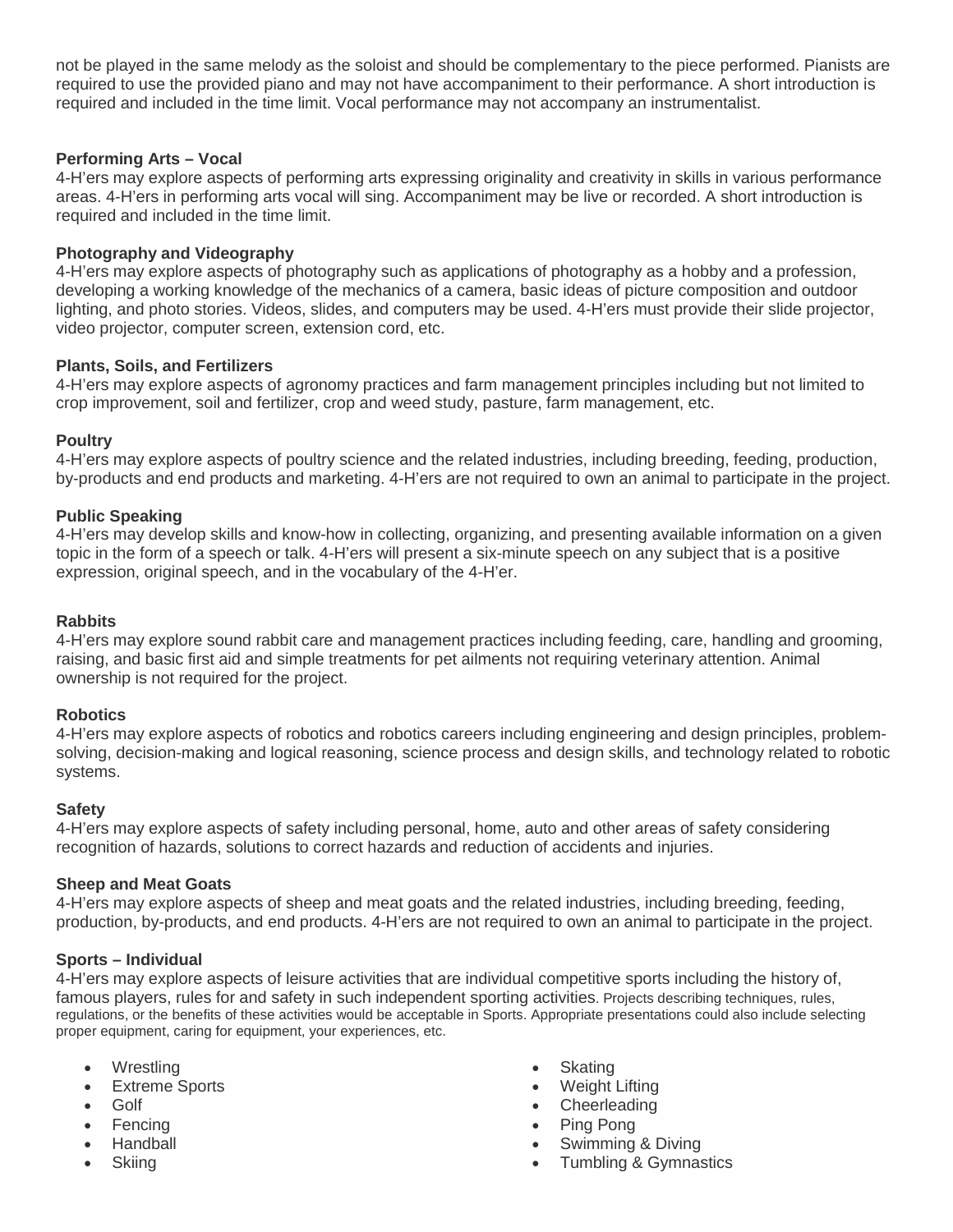not be played in the same melody as the soloist and should be complementary to the piece performed. Pianists are required to use the provided piano and may not have accompaniment to their performance. A short introduction is required and included in the time limit. Vocal performance may not accompany an instrumentalist.

**Performing Arts – Vocal**
4-H'ers may explore aspects of performing arts expressing originality and creativity in skills in various performance areas. 4-H'ers in performing arts vocal will sing. Accompaniment may be live or recorded. A short introduction is required and included in the time limit.

**Photography and Videography**
4-H'ers may explore aspects of photography such as applications of photography as a hobby and a profession, developing a working knowledge of the mechanics of a camera, basic ideas of picture composition and outdoor lighting, and photo stories. Videos, slides, and computers may be used. 4-H'ers must provide their slide projector, video projector, computer screen, extension cord, etc.

**Plants, Soils, and Fertilizers**
4-H'ers may explore aspects of agronomy practices and farm management principles including but not limited to crop improvement, soil and fertilizer, crop and weed study, pasture, farm management, etc.

**Poultry**
4-H'ers may explore aspects of poultry science and the related industries, including breeding, feeding, production, by-products and end products and marketing. 4-H'ers are not required to own an animal to participate in the project.

**Public Speaking**
4-H'ers may develop skills and know-how in collecting, organizing, and presenting available information on a given topic in the form of a speech or talk. 4-H'ers will present a six-minute speech on any subject that is a positive expression, original speech, and in the vocabulary of the 4-H'er.

**Rabbits**
4-H'ers may explore sound rabbit care and management practices including feeding, care, handling and grooming, raising, and basic first aid and simple treatments for pet ailments not requiring veterinary attention. Animal ownership is not required for the project.

**Robotics**
4-H'ers may explore aspects of robotics and robotics careers including engineering and design principles, problem-solving, decision-making and logical reasoning, science process and design skills, and technology related to robotic systems.

**Safety**
4-H'ers may explore aspects of safety including personal, home, auto and other areas of safety considering recognition of hazards, solutions to correct hazards and reduction of accidents and injuries.

**Sheep and Meat Goats**
4-H'ers may explore aspects of sheep and meat goats and the related industries, including breeding, feeding, production, by-products, and end products. 4-H'ers are not required to own an animal to participate in the project.

**Sports – Individual**
4-H'ers may explore aspects of leisure activities that are individual competitive sports including the history of, famous players, rules for and safety in such independent sporting activities. Projects describing techniques, rules, regulations, or the benefits of these activities would be acceptable in Sports. Appropriate presentations could also include selecting proper equipment, caring for equipment, your experiences, etc.

- Wrestling
- Extreme Sports
- Golf
- Fencing
- Handball
- Skiing
- Skating
- Weight Lifting
- Cheerleading
- Ping Pong
- Swimming & Diving
- Tumbling & Gymnastics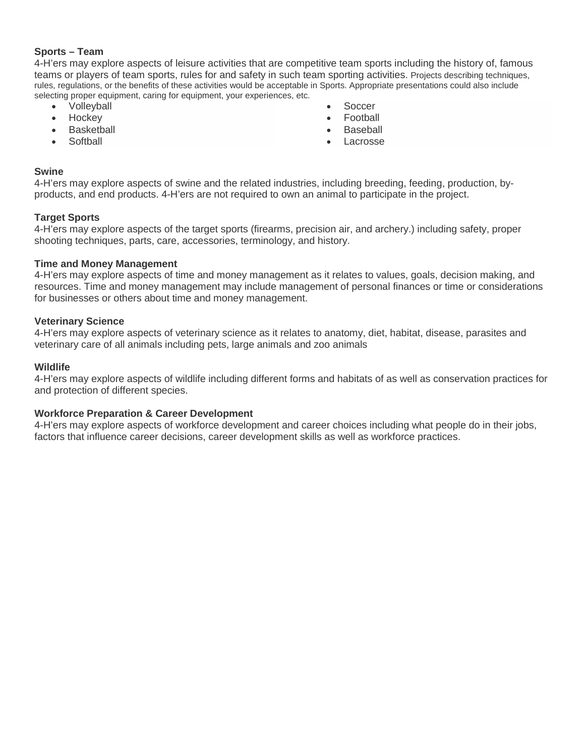**Sports – Team**

4-H'ers may explore aspects of leisure activities that are competitive team sports including the history of, famous teams or players of team sports, rules for and safety in such team sporting activities. Projects describing techniques, rules, regulations, or the benefits of these activities would be acceptable in Sports. Appropriate presentations could also include selecting proper equipment, caring for equipment, your experiences, etc.

- Volleyball
- Hockey
- Basketball
- Softball
- Soccer
- Football
- Baseball
- Lacrosse

**Swine**

4-H'ers may explore aspects of swine and the related industries, including breeding, feeding, production, by-products, and end products. 4-H'ers are not required to own an animal to participate in the project.

**Target Sports**

4-H'ers may explore aspects of the target sports (firearms, precision air, and archery.) including safety, proper shooting techniques, parts, care, accessories, terminology, and history.

**Time and Money Management**

4-H'ers may explore aspects of time and money management as it relates to values, goals, decision making, and resources. Time and money management may include management of personal finances or time or considerations for businesses or others about time and money management.

**Veterinary Science**

4-H'ers may explore aspects of veterinary science as it relates to anatomy, diet, habitat, disease, parasites and veterinary care of all animals including pets, large animals and zoo animals

**Wildlife**

4-H'ers may explore aspects of wildlife including different forms and habitats of as well as conservation practices for and protection of different species.

**Workforce Preparation & Career Development**

4-H'ers may explore aspects of workforce development and career choices including what people do in their jobs, factors that influence career decisions, career development skills as well as workforce practices.